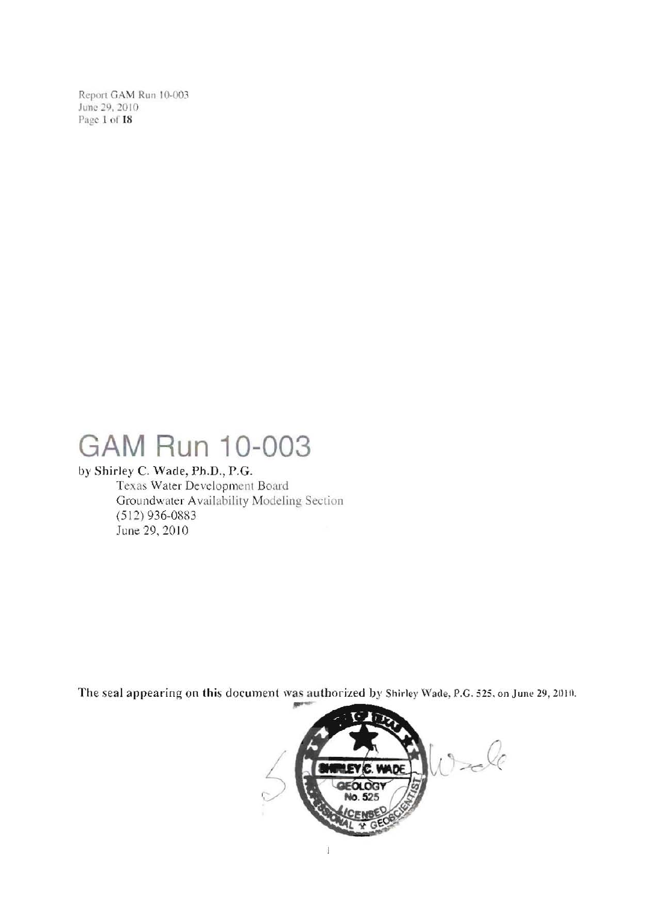# GAM Run 10-003

by Shirley C. Wade, Ph.D., P.G.

Texas Water Development Board
Groundwater Availability Modeling Section
(512) 936-0883
June 29, 2010

The seal appearing on this document was authorized by Shirley Wade, P.G. 525, on June 29, 2010.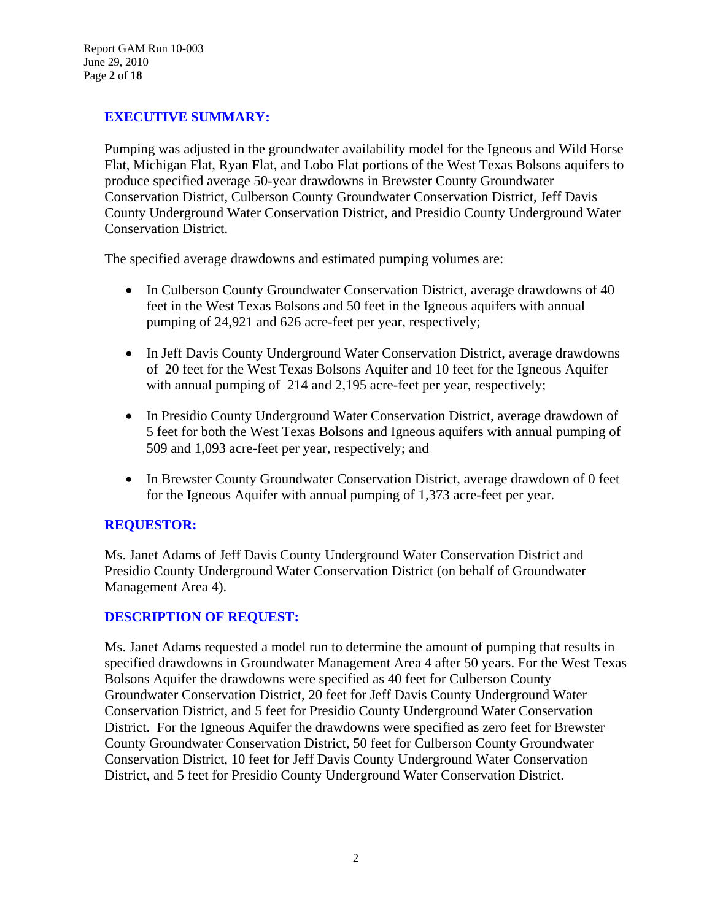## EXECUTIVE SUMMARY:

Pumping was adjusted in the groundwater availability model for the Igneous and Wild Horse Flat, Michigan Flat, Ryan Flat, and Lobo Flat portions of the West Texas Bolsons aquifers to produce specified average 50-year drawdowns in Brewster County Groundwater Conservation District, Culberson County Groundwater Conservation District, Jeff Davis County Underground Water Conservation District, and Presidio County Underground Water Conservation District.

The specified average drawdowns and estimated pumping volumes are:

- In Culberson County Groundwater Conservation District, average drawdowns of 40 feet in the West Texas Bolsons and 50 feet in the Igneous aquifers with annual pumping of 24,921 and 626 acre-feet per year, respectively;
- In Jeff Davis County Underground Water Conservation District, average drawdowns of 20 feet for the West Texas Bolsons Aquifer and 10 feet for the Igneous Aquifer with annual pumping of 214 and 2,195 acre-feet per year, respectively;
- In Presidio County Underground Water Conservation District, average drawdown of 5 feet for both the West Texas Bolsons and Igneous aquifers with annual pumping of 509 and 1,093 acre-feet per year, respectively; and
- In Brewster County Groundwater Conservation District, average drawdown of 0 feet for the Igneous Aquifer with annual pumping of 1,373 acre-feet per year.

## REQUESTOR:

Ms. Janet Adams of Jeff Davis County Underground Water Conservation District and Presidio County Underground Water Conservation District (on behalf of Groundwater Management Area 4).

## DESCRIPTION OF REQUEST:

Ms. Janet Adams requested a model run to determine the amount of pumping that results in specified drawdowns in Groundwater Management Area 4 after 50 years. For the West Texas Bolsons Aquifer the drawdowns were specified as 40 feet for Culberson County Groundwater Conservation District, 20 feet for Jeff Davis County Underground Water Conservation District, and 5 feet for Presidio County Underground Water Conservation District. For the Igneous Aquifer the drawdowns were specified as zero feet for Brewster County Groundwater Conservation District, 50 feet for Culberson County Groundwater Conservation District, 10 feet for Jeff Davis County Underground Water Conservation District, and 5 feet for Presidio County Underground Water Conservation District.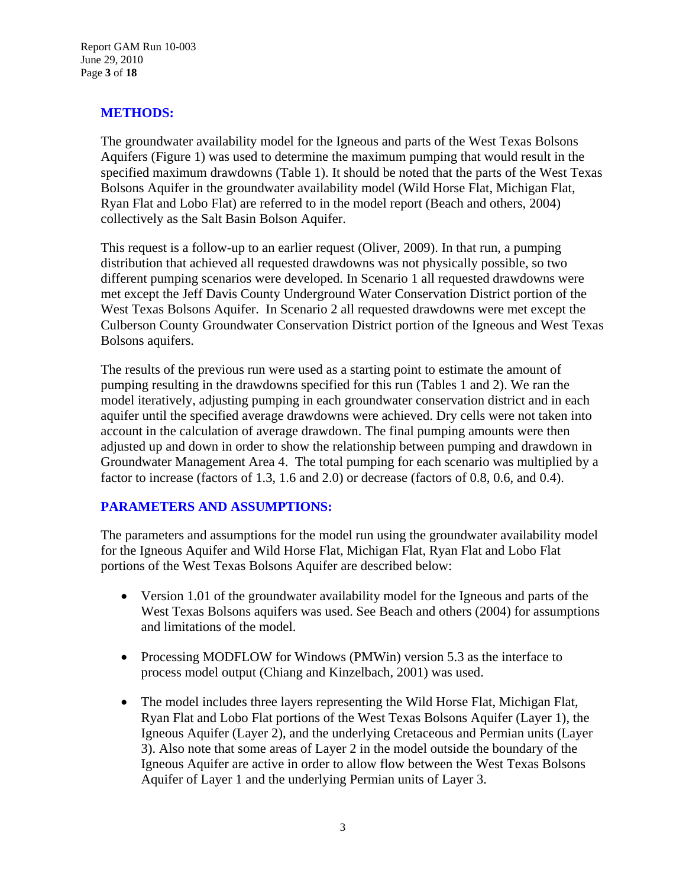## METHODS:

The groundwater availability model for the Igneous and parts of the West Texas Bolsons Aquifers (Figure 1) was used to determine the maximum pumping that would result in the specified maximum drawdowns (Table 1). It should be noted that the parts of the West Texas Bolsons Aquifer in the groundwater availability model (Wild Horse Flat, Michigan Flat, Ryan Flat and Lobo Flat) are referred to in the model report (Beach and others, 2004) collectively as the Salt Basin Bolson Aquifer.

This request is a follow-up to an earlier request (Oliver, 2009). In that run, a pumping distribution that achieved all requested drawdowns was not physically possible, so two different pumping scenarios were developed. In Scenario 1 all requested drawdowns were met except the Jeff Davis County Underground Water Conservation District portion of the West Texas Bolsons Aquifer. In Scenario 2 all requested drawdowns were met except the Culberson County Groundwater Conservation District portion of the Igneous and West Texas Bolsons aquifers.

The results of the previous run were used as a starting point to estimate the amount of pumping resulting in the drawdowns specified for this run (Tables 1 and 2). We ran the model iteratively, adjusting pumping in each groundwater conservation district and in each aquifer until the specified average drawdowns were achieved. Dry cells were not taken into account in the calculation of average drawdown. The final pumping amounts were then adjusted up and down in order to show the relationship between pumping and drawdown in Groundwater Management Area 4. The total pumping for each scenario was multiplied by a factor to increase (factors of 1.3, 1.6 and 2.0) or decrease (factors of 0.8, 0.6, and 0.4).

## PARAMETERS AND ASSUMPTIONS:

The parameters and assumptions for the model run using the groundwater availability model for the Igneous Aquifer and Wild Horse Flat, Michigan Flat, Ryan Flat and Lobo Flat portions of the West Texas Bolsons Aquifer are described below:

- Version 1.01 of the groundwater availability model for the Igneous and parts of the West Texas Bolsons aquifers was used. See Beach and others (2004) for assumptions and limitations of the model.

- Processing MODFLOW for Windows (PMWin) version 5.3 as the interface to process model output (Chiang and Kinzelbach, 2001) was used.

- The model includes three layers representing the Wild Horse Flat, Michigan Flat, Ryan Flat and Lobo Flat portions of the West Texas Bolsons Aquifer (Layer 1), the Igneous Aquifer (Layer 2), and the underlying Cretaceous and Permian units (Layer 3). Also note that some areas of Layer 2 in the model outside the boundary of the Igneous Aquifer are active in order to allow flow between the West Texas Bolsons Aquifer of Layer 1 and the underlying Permian units of Layer 3.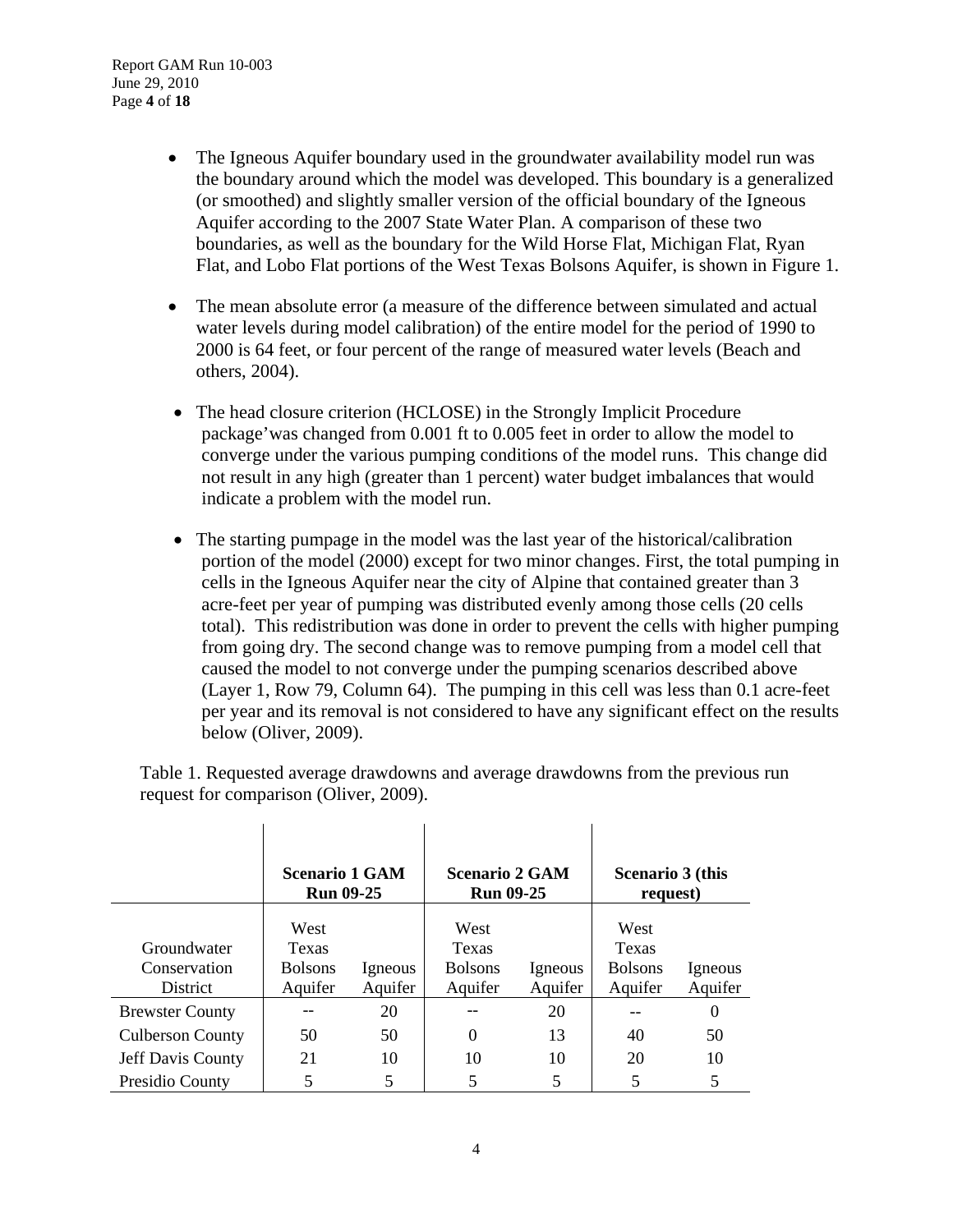- The Igneous Aquifer boundary used in the groundwater availability model run was the boundary around which the model was developed. This boundary is a generalized (or smoothed) and slightly smaller version of the official boundary of the Igneous Aquifer according to the 2007 State Water Plan. A comparison of these two boundaries, as well as the boundary for the Wild Horse Flat, Michigan Flat, Ryan Flat, and Lobo Flat portions of the West Texas Bolsons Aquifer, is shown in Figure 1.

- The mean absolute error (a measure of the difference between simulated and actual water levels during model calibration) of the entire model for the period of 1990 to 2000 is 64 feet, or four percent of the range of measured water levels (Beach and others, 2004).

- The head closure criterion (HCLOSE) in the Strongly Implicit Procedure package'was changed from 0.001 ft to 0.005 feet in order to allow the model to converge under the various pumping conditions of the model runs. This change did not result in any high (greater than 1 percent) water budget imbalances that would indicate a problem with the model run.

- The starting pumpage in the model was the last year of the historical/calibration portion of the model (2000) except for two minor changes. First, the total pumping in cells in the Igneous Aquifer near the city of Alpine that contained greater than 3 acre-feet per year of pumping was distributed evenly among those cells (20 cells total). This redistribution was done in order to prevent the cells with higher pumping from going dry. The second change was to remove pumping from a model cell that caused the model to not converge under the pumping scenarios described above (Layer 1, Row 79, Column 64). The pumping in this cell was less than 0.1 acre-feet per year and its removal is not considered to have any significant effect on the results below (Oliver, 2009).

Table 1. Requested average drawdowns and average drawdowns from the previous run request for comparison (Oliver, 2009).

| | **Scenario 1 GAM Run 09-25** | | **Scenario 2 GAM Run 09-25** | | **Scenario 3 (this request)** | |
|---|---|---|---|---|---|---|
| Groundwater Conservation District | West Texas Bolsons Aquifer | Igneous Aquifer | West Texas Bolsons Aquifer | Igneous Aquifer | West Texas Bolsons Aquifer | Igneous Aquifer |
| Brewster County | -- | 20 | -- | 20 | -- | 0 |
| Culberson County | 50 | 50 | 0 | 13 | 40 | 50 |
| Jeff Davis County | 21 | 10 | 10 | 10 | 20 | 10 |
| Presidio County | 5 | 5 | 5 | 5 | 5 | 5 |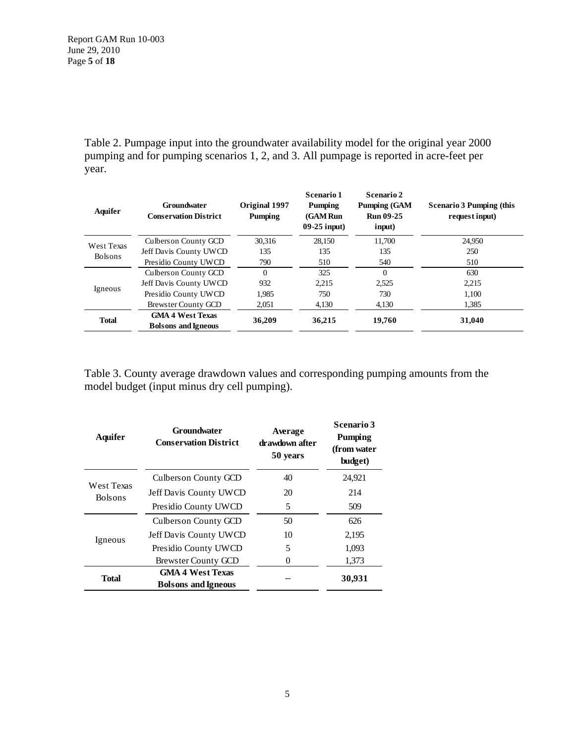Table 2. Pumpage input into the groundwater availability model for the original year 2000 pumping and for pumping scenarios 1, 2, and 3. All pumpage is reported in acre-feet per year.

| Aquifer | Groundwater Conservation District | Original 1997 Pumping | Scenario 1 Pumping (GAM Run 09-25 input) | Scenario 2 Pumping (GAM Run 09-25 input) | Scenario 3 Pumping (this request input) |
|---|---|---|---|---|---|
| West Texas Bolsons | Culberson County GCD | 30,316 | 28,150 | 11,700 | 24,950 |
| | Jeff Davis County UWCD | 135 | 135 | 135 | 250 |
| | Presidio County UWCD | 790 | 510 | 540 | 510 |
| Igneous | Culberson County GCD | 0 | 325 | 0 | 630 |
| | Jeff Davis County UWCD | 932 | 2,215 | 2,525 | 2,215 |
| | Presidio County UWCD | 1,985 | 750 | 730 | 1,100 |
| | Brewster County GCD | 2,051 | 4,130 | 4,130 | 1,385 |
| **Total** | **GMA 4 West Texas Bolsons and Igneous** | **36,209** | **36,215** | **19,760** | **31,040** |

Table 3. County average drawdown values and corresponding pumping amounts from the model budget (input minus dry cell pumping).

| Aquifer | Groundwater Conservation District | Average drawdown after 50 years | Scenario 3 Pumping (from water budget) |
|---|---|---|---|
| West Texas Bolsons | Culberson County GCD | 40 | 24,921 |
| | Jeff Davis County UWCD | 20 | 214 |
| | Presidio County UWCD | 5 | 509 |
| Igneous | Culberson County GCD | 50 | 626 |
| | Jeff Davis County UWCD | 10 | 2,195 |
| | Presidio County UWCD | 5 | 1,093 |
| | Brewster County GCD | 0 | 1,373 |
| **Total** | **GMA 4 West Texas Bolsons and Igneous** | -- | **30,931** |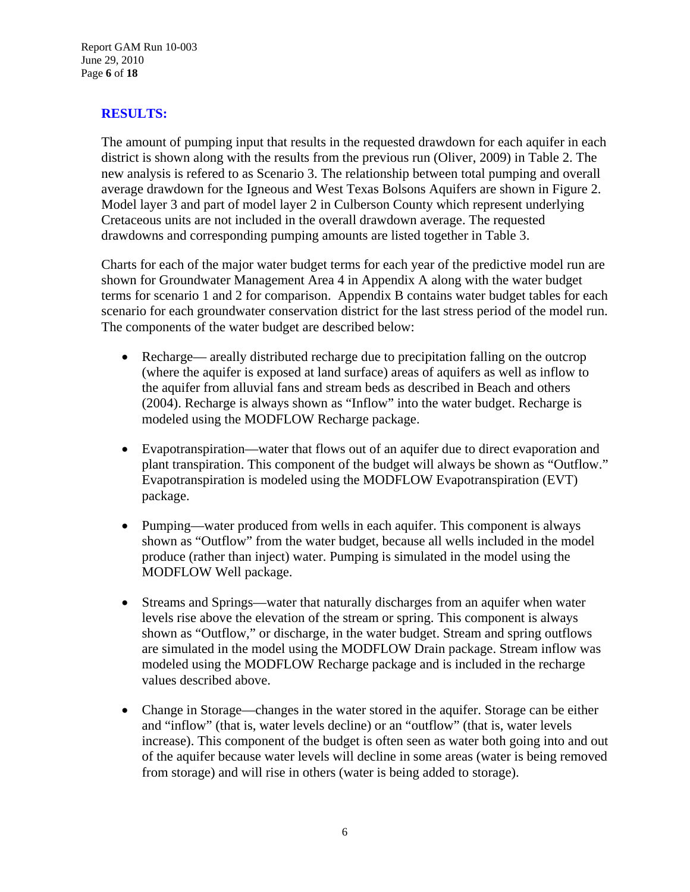## RESULTS:

The amount of pumping input that results in the requested drawdown for each aquifer in each district is shown along with the results from the previous run (Oliver, 2009) in Table 2. The new analysis is refered to as Scenario 3. The relationship between total pumping and overall average drawdown for the Igneous and West Texas Bolsons Aquifers are shown in Figure 2. Model layer 3 and part of model layer 2 in Culberson County which represent underlying Cretaceous units are not included in the overall drawdown average. The requested drawdowns and corresponding pumping amounts are listed together in Table 3.

Charts for each of the major water budget terms for each year of the predictive model run are shown for Groundwater Management Area 4 in Appendix A along with the water budget terms for scenario 1 and 2 for comparison. Appendix B contains water budget tables for each scenario for each groundwater conservation district for the last stress period of the model run. The components of the water budget are described below:

- Recharge— areally distributed recharge due to precipitation falling on the outcrop (where the aquifer is exposed at land surface) areas of aquifers as well as inflow to the aquifer from alluvial fans and stream beds as described in Beach and others (2004). Recharge is always shown as "Inflow" into the water budget. Recharge is modeled using the MODFLOW Recharge package.

- Evapotranspiration—water that flows out of an aquifer due to direct evaporation and plant transpiration. This component of the budget will always be shown as "Outflow." Evapotranspiration is modeled using the MODFLOW Evapotranspiration (EVT) package.

- Pumping—water produced from wells in each aquifer. This component is always shown as "Outflow" from the water budget, because all wells included in the model produce (rather than inject) water. Pumping is simulated in the model using the MODFLOW Well package.

- Streams and Springs—water that naturally discharges from an aquifer when water levels rise above the elevation of the stream or spring. This component is always shown as "Outflow," or discharge, in the water budget. Stream and spring outflows are simulated in the model using the MODFLOW Drain package. Stream inflow was modeled using the MODFLOW Recharge package and is included in the recharge values described above.

- Change in Storage—changes in the water stored in the aquifer. Storage can be either and "inflow" (that is, water levels decline) or an "outflow" (that is, water levels increase). This component of the budget is often seen as water both going into and out of the aquifer because water levels will decline in some areas (water is being removed from storage) and will rise in others (water is being added to storage).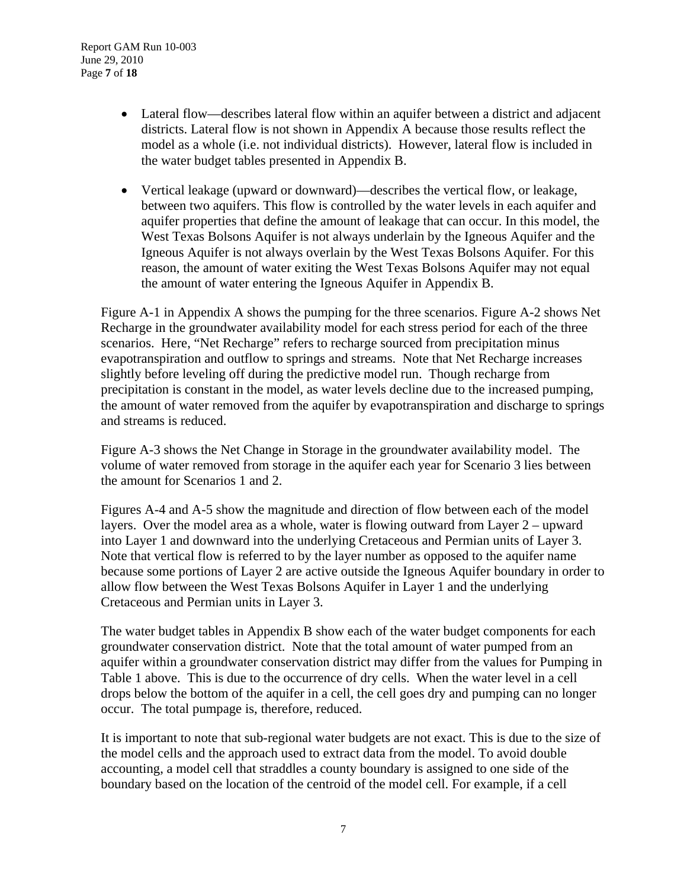- Lateral flow—describes lateral flow within an aquifer between a district and adjacent districts. Lateral flow is not shown in Appendix A because those results reflect the model as a whole (i.e. not individual districts). However, lateral flow is included in the water budget tables presented in Appendix B.
- Vertical leakage (upward or downward)—describes the vertical flow, or leakage, between two aquifers. This flow is controlled by the water levels in each aquifer and aquifer properties that define the amount of leakage that can occur. In this model, the West Texas Bolsons Aquifer is not always underlain by the Igneous Aquifer and the Igneous Aquifer is not always overlain by the West Texas Bolsons Aquifer. For this reason, the amount of water exiting the West Texas Bolsons Aquifer may not equal the amount of water entering the Igneous Aquifer in Appendix B.

Figure A-1 in Appendix A shows the pumping for the three scenarios. Figure A-2 shows Net Recharge in the groundwater availability model for each stress period for each of the three scenarios. Here, "Net Recharge" refers to recharge sourced from precipitation minus evapotranspiration and outflow to springs and streams. Note that Net Recharge increases slightly before leveling off during the predictive model run. Though recharge from precipitation is constant in the model, as water levels decline due to the increased pumping, the amount of water removed from the aquifer by evapotranspiration and discharge to springs and streams is reduced.

Figure A-3 shows the Net Change in Storage in the groundwater availability model. The volume of water removed from storage in the aquifer each year for Scenario 3 lies between the amount for Scenarios 1 and 2.

Figures A-4 and A-5 show the magnitude and direction of flow between each of the model layers. Over the model area as a whole, water is flowing outward from Layer 2 – upward into Layer 1 and downward into the underlying Cretaceous and Permian units of Layer 3. Note that vertical flow is referred to by the layer number as opposed to the aquifer name because some portions of Layer 2 are active outside the Igneous Aquifer boundary in order to allow flow between the West Texas Bolsons Aquifer in Layer 1 and the underlying Cretaceous and Permian units in Layer 3.

The water budget tables in Appendix B show each of the water budget components for each groundwater conservation district. Note that the total amount of water pumped from an aquifer within a groundwater conservation district may differ from the values for Pumping in Table 1 above. This is due to the occurrence of dry cells. When the water level in a cell drops below the bottom of the aquifer in a cell, the cell goes dry and pumping can no longer occur. The total pumpage is, therefore, reduced.

It is important to note that sub-regional water budgets are not exact. This is due to the size of the model cells and the approach used to extract data from the model. To avoid double accounting, a model cell that straddles a county boundary is assigned to one side of the boundary based on the location of the centroid of the model cell. For example, if a cell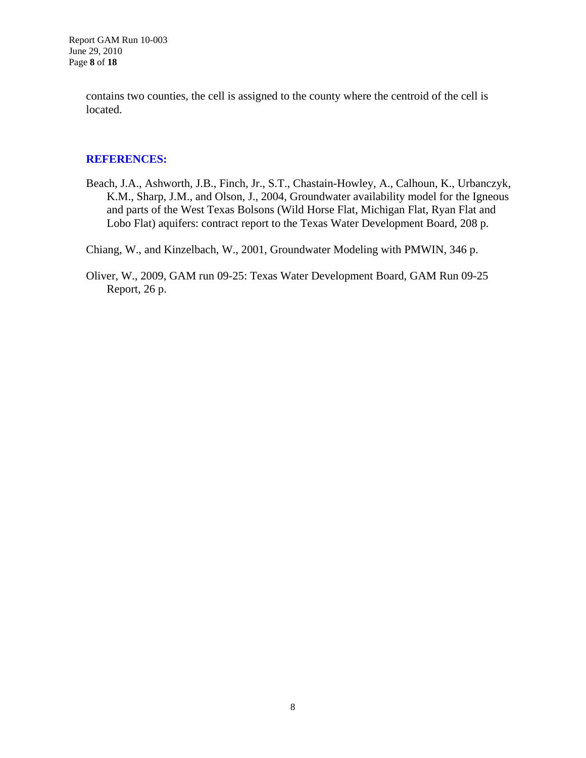contains two counties, the cell is assigned to the county where the centroid of the cell is located.

## REFERENCES:

Beach, J.A., Ashworth, J.B., Finch, Jr., S.T., Chastain-Howley, A., Calhoun, K., Urbanczyk, K.M., Sharp, J.M., and Olson, J., 2004, Groundwater availability model for the Igneous and parts of the West Texas Bolsons (Wild Horse Flat, Michigan Flat, Ryan Flat and Lobo Flat) aquifers: contract report to the Texas Water Development Board, 208 p.

Chiang, W., and Kinzelbach, W., 2001, Groundwater Modeling with PMWIN, 346 p.

Oliver, W., 2009, GAM run 09-25: Texas Water Development Board, GAM Run 09-25 Report, 26 p.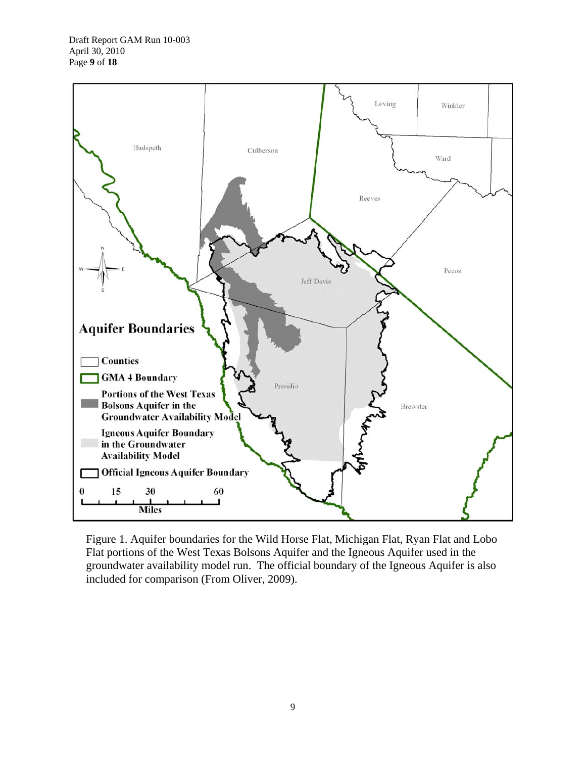Figure 1. Aquifer boundaries for the Wild Horse Flat, Michigan Flat, Ryan Flat and Lobo Flat portions of the West Texas Bolsons Aquifer and the Igneous Aquifer used in the groundwater availability model run. The official boundary of the Igneous Aquifer is also included for comparison (From Oliver, 2009).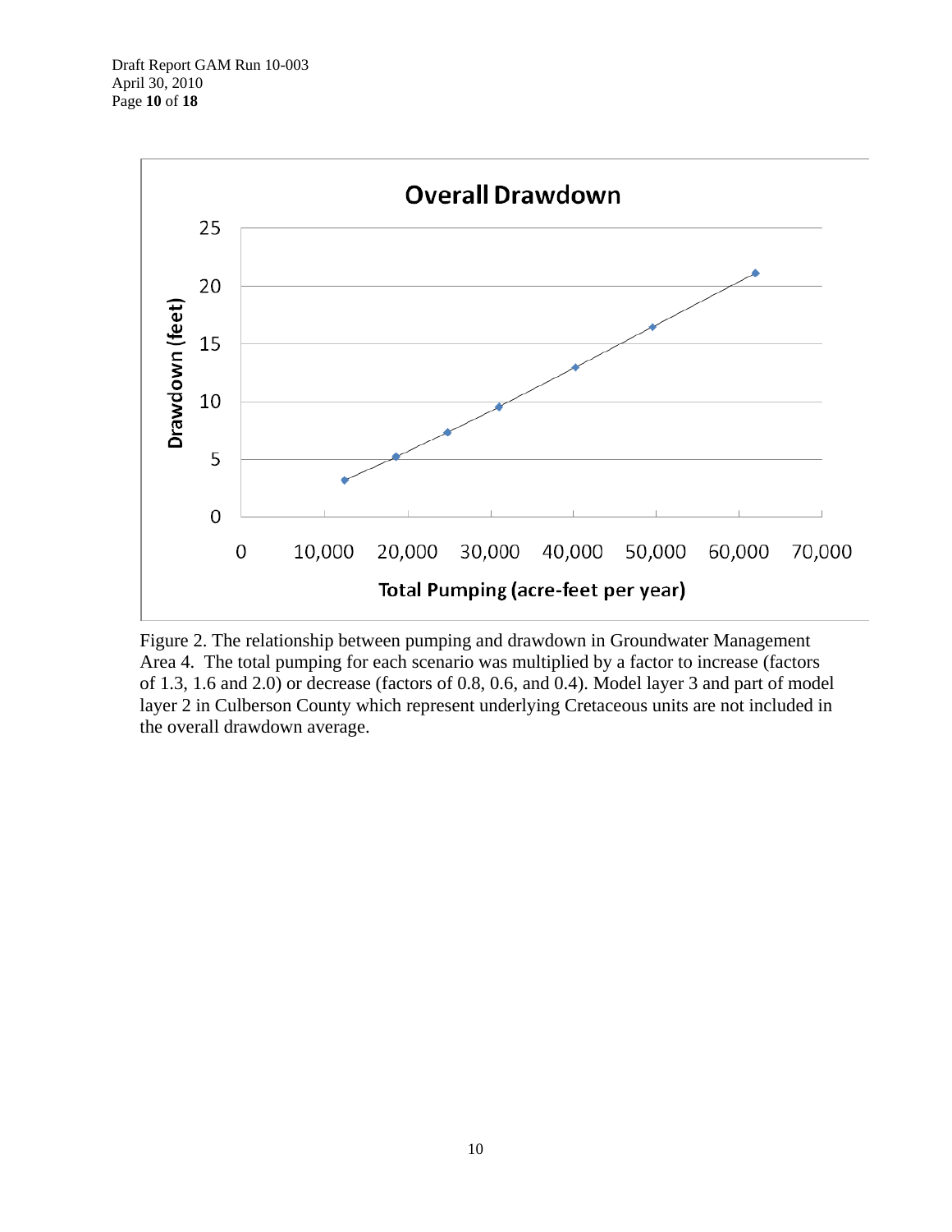Figure 2. The relationship between pumping and drawdown in Groundwater Management Area 4. The total pumping for each scenario was multiplied by a factor to increase (factors of 1.3, 1.6 and 2.0) or decrease (factors of 0.8, 0.6, and 0.4). Model layer 3 and part of model layer 2 in Culberson County which represent underlying Cretaceous units are not included in the overall drawdown average.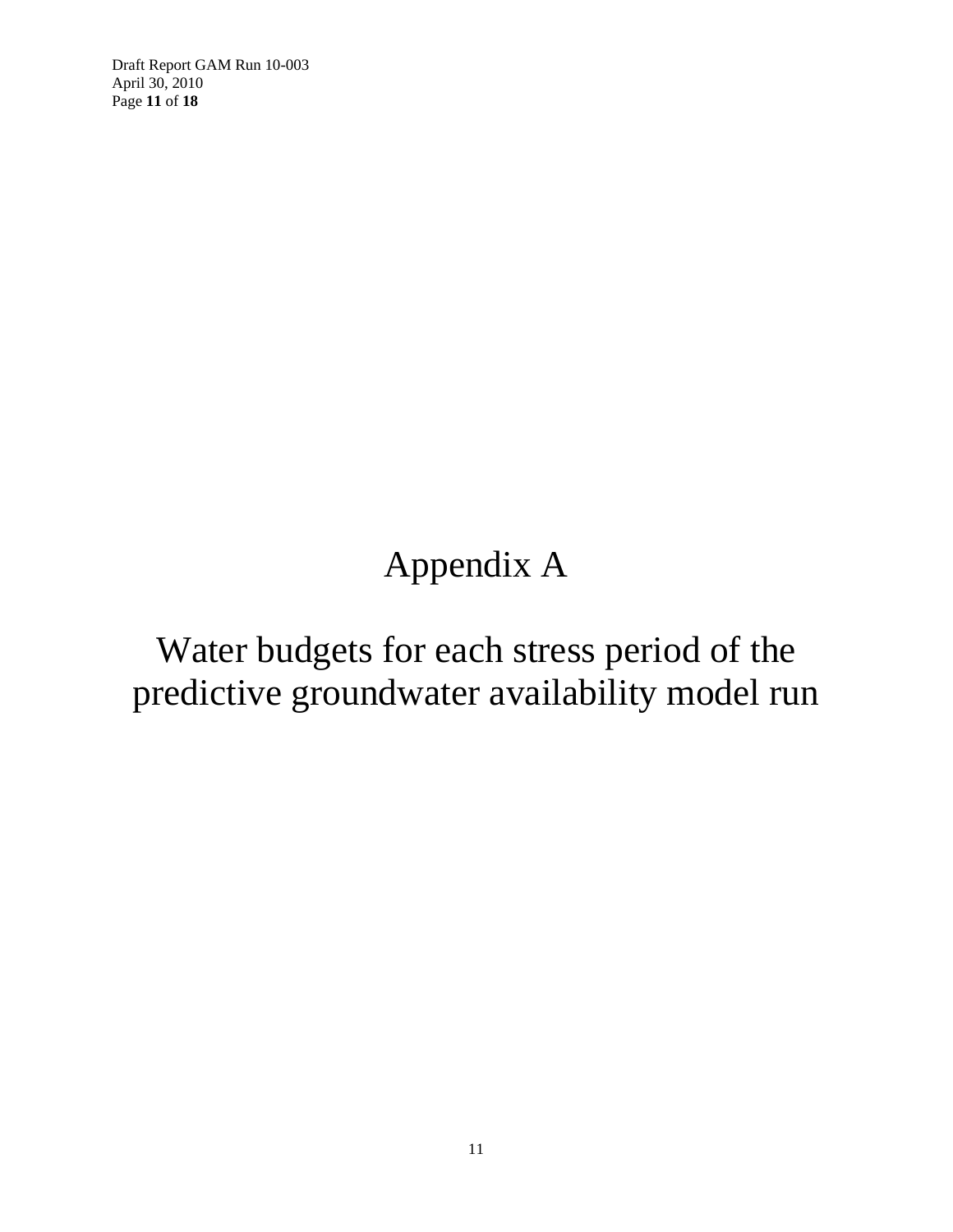# Appendix A

# Water budgets for each stress period of the predictive groundwater availability model run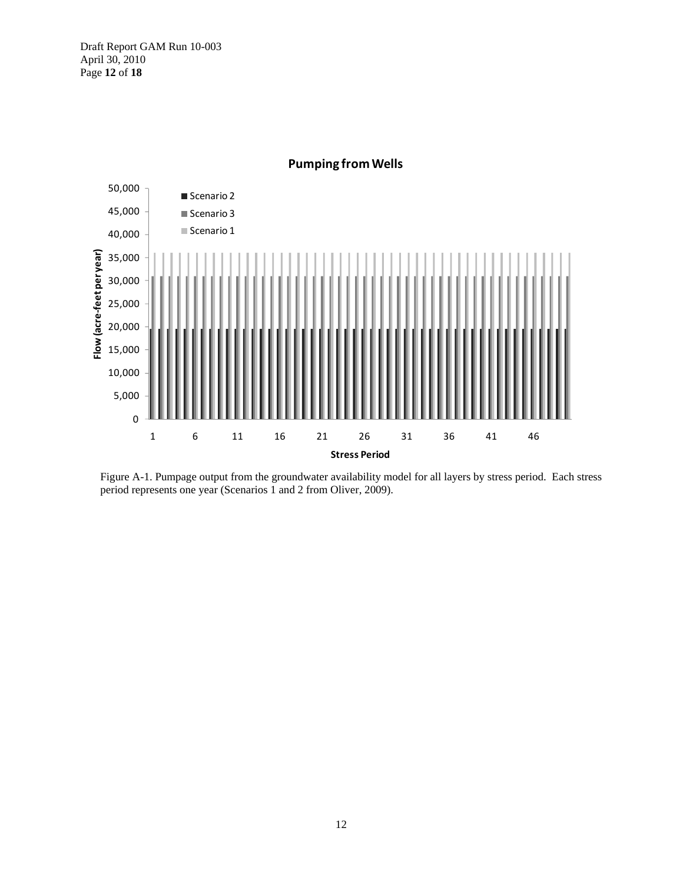Figure A-1. Pumpage output from the groundwater availability model for all layers by stress period. Each stress period represents one year (Scenarios 1 and 2 from Oliver, 2009).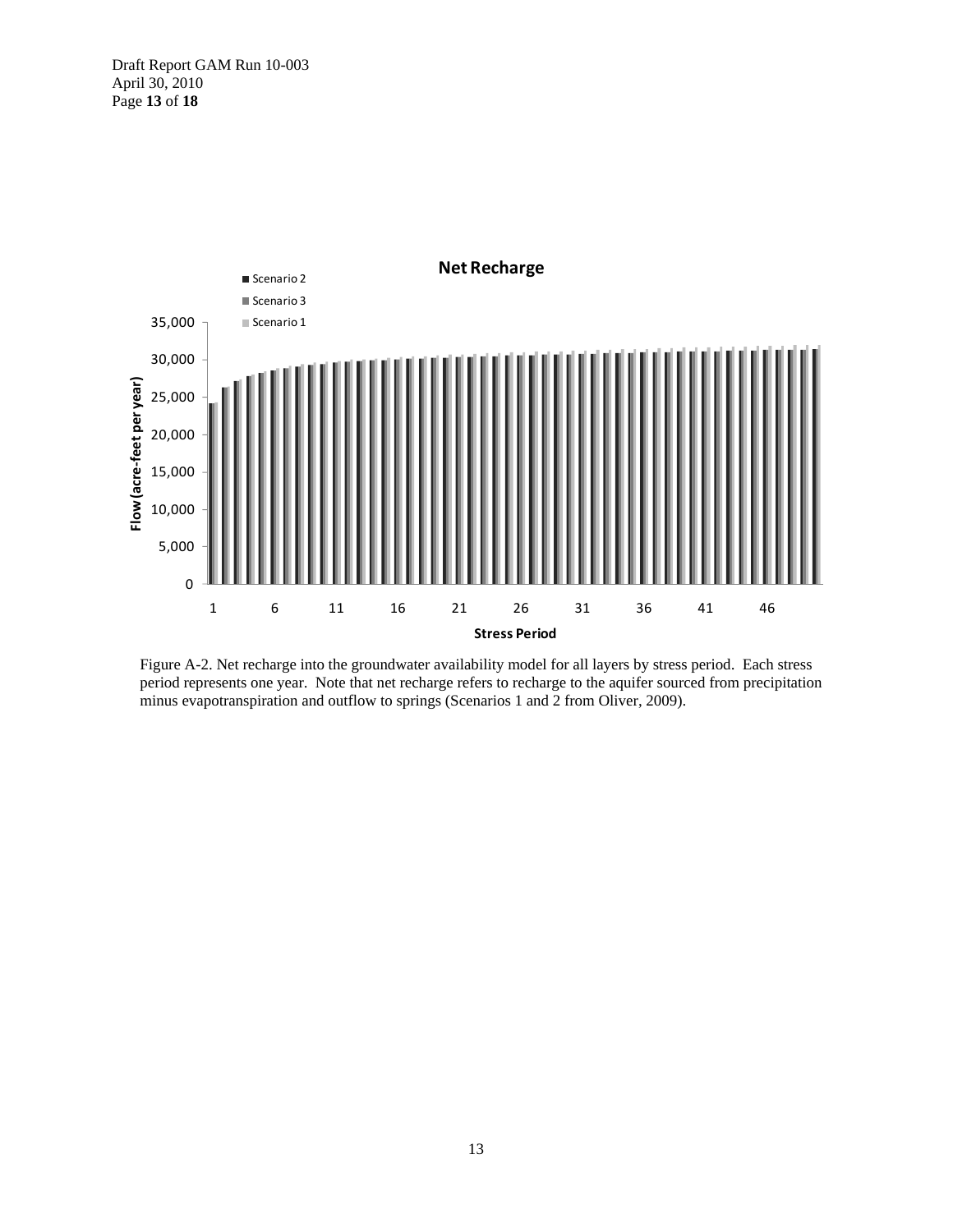Figure A-2. Net recharge into the groundwater availability model for all layers by stress period. Each stress period represents one year. Note that net recharge refers to recharge to the aquifer sourced from precipitation minus evapotranspiration and outflow to springs (Scenarios 1 and 2 from Oliver, 2009).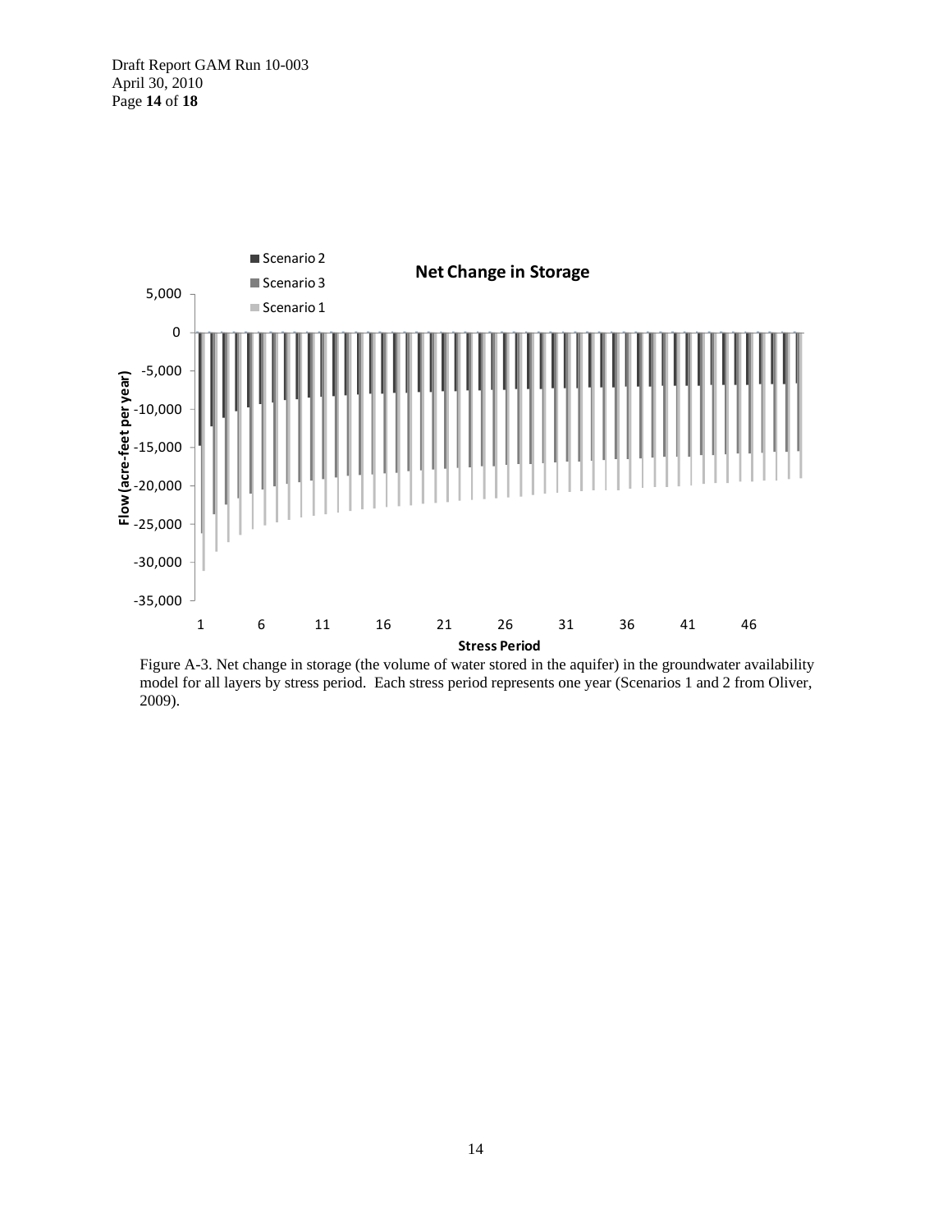Figure A-3. Net change in storage (the volume of water stored in the aquifer) in the groundwater availability model for all layers by stress period. Each stress period represents one year (Scenarios 1 and 2 from Oliver, 2009).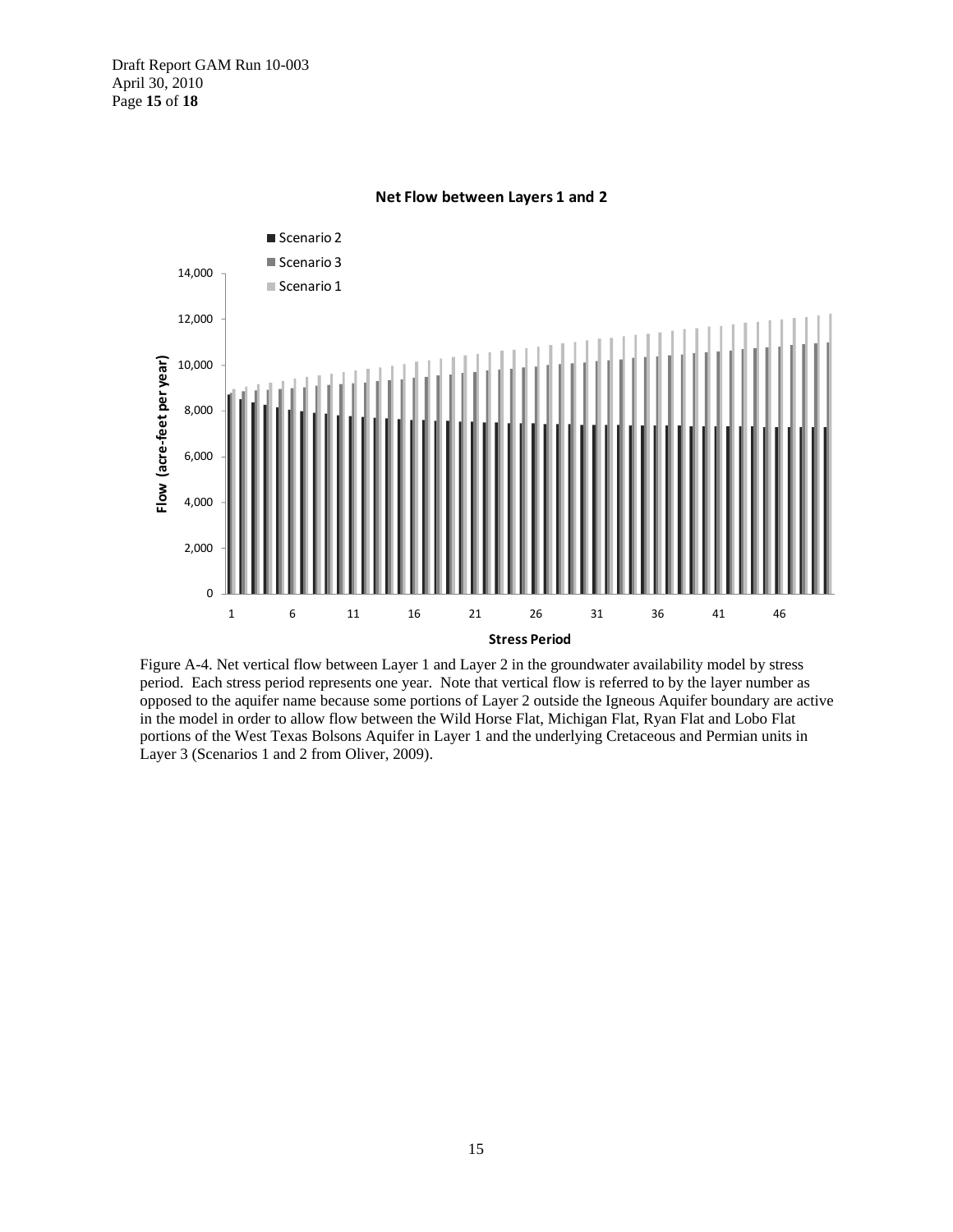**Net Flow between Layers 1 and 2**

Figure A-4. Net vertical flow between Layer 1 and Layer 2 in the groundwater availability model by stress period. Each stress period represents one year. Note that vertical flow is referred to by the layer number as opposed to the aquifer name because some portions of Layer 2 outside the Igneous Aquifer boundary are active in the model in order to allow flow between the Wild Horse Flat, Michigan Flat, Ryan Flat and Lobo Flat portions of the West Texas Bolsons Aquifer in Layer 1 and the underlying Cretaceous and Permian units in Layer 3 (Scenarios 1 and 2 from Oliver, 2009).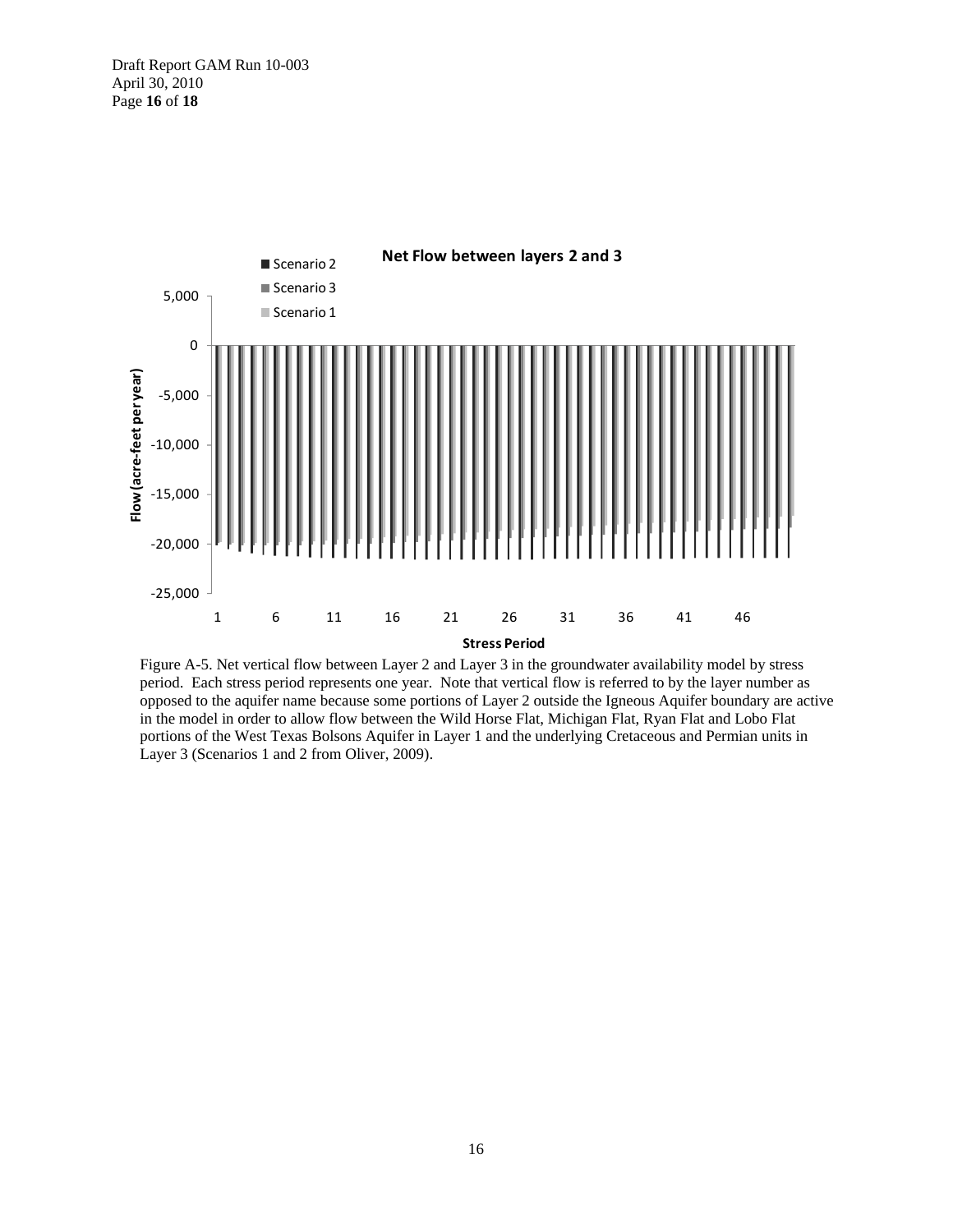Figure A-5. Net vertical flow between Layer 2 and Layer 3 in the groundwater availability model by stress period. Each stress period represents one year. Note that vertical flow is referred to by the layer number as opposed to the aquifer name because some portions of Layer 2 outside the Igneous Aquifer boundary are active in the model in order to allow flow between the Wild Horse Flat, Michigan Flat, Ryan Flat and Lobo Flat portions of the West Texas Bolsons Aquifer in Layer 1 and the underlying Cretaceous and Permian units in Layer 3 (Scenarios 1 and 2 from Oliver, 2009).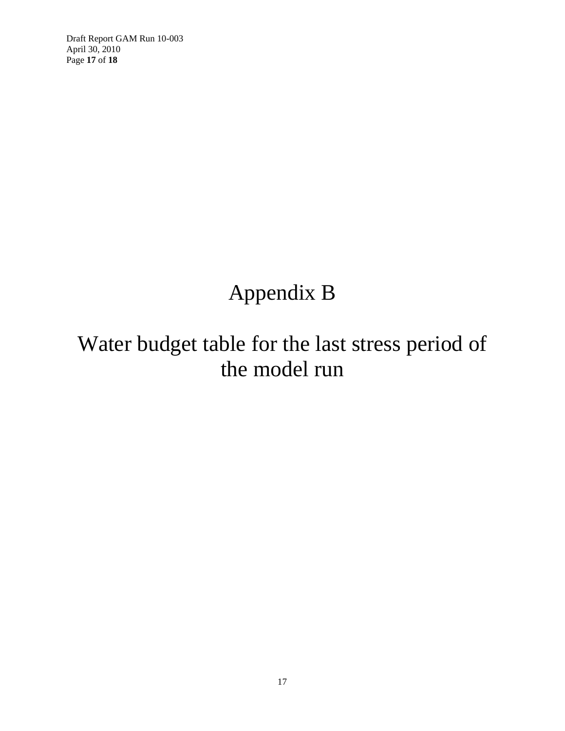# Appendix B

# Water budget table for the last stress period of the model run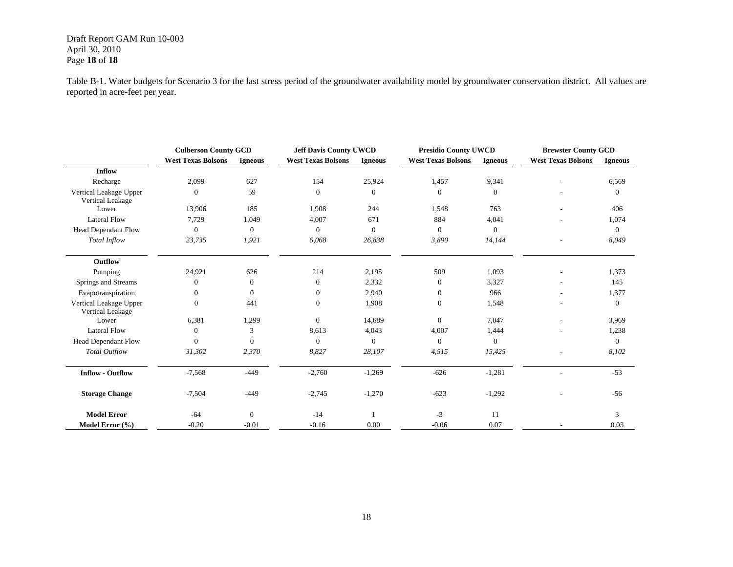Table B-1. Water budgets for Scenario 3 for the last stress period of the groundwater availability model by groundwater conservation district. All values are reported in acre-feet per year.

| | Culberson County GCD | | Jeff Davis County UWCD | | Presidio County UWCD | | Brewster County GCD | |
|---|---|---|---|---|---|---|---|---|
| | West Texas Bolsons | Igneous | West Texas Bolsons | Igneous | West Texas Bolsons | Igneous | West Texas Bolsons | Igneous |
| **Inflow** | | | | | | | | |
| Recharge | 2,099 | 627 | 154 | 25,924 | 1,457 | 9,341 | - | 6,569 |
| Vertical Leakage Upper | 0 | 59 | 0 | 0 | 0 | 0 | - | 0 |
| Vertical Leakage Lower | 13,906 | 185 | 1,908 | 244 | 1,548 | 763 | - | 406 |
| Lateral Flow | 7,729 | 1,049 | 4,007 | 671 | 884 | 4,041 | - | 1,074 |
| Head Dependant Flow | 0 | 0 | 0 | 0 | 0 | 0 | | 0 |
| *Total Inflow* | *23,735* | *1,921* | *6,068* | *26,838* | *3,890* | *14,144* | - | *8,049* |
| **Outflow** | | | | | | | | |
| Pumping | 24,921 | 626 | 214 | 2,195 | 509 | 1,093 | - | 1,373 |
| Springs and Streams | 0 | 0 | 0 | 2,332 | 0 | 3,327 | - | 145 |
| Evapotranspiration | 0 | 0 | 0 | 2,940 | 0 | 966 | - | 1,377 |
| Vertical Leakage Upper | 0 | 441 | 0 | 1,908 | 0 | 1,548 | - | 0 |
| Vertical Leakage Lower | 6,381 | 1,299 | 0 | 14,689 | 0 | 7,047 | - | 3,969 |
| Lateral Flow | 0 | 3 | 8,613 | 4,043 | 4,007 | 1,444 | - | 1,238 |
| Head Dependant Flow | 0 | 0 | 0 | 0 | 0 | 0 | | 0 |
| *Total Outflow* | *31,302* | *2,370* | *8,827* | *28,107* | *4,515* | *15,425* | - | *8,102* |
| **Inflow - Outflow** | -7,568 | -449 | -2,760 | -1,269 | -626 | -1,281 | - | -53 |
| **Storage Change** | -7,504 | -449 | -2,745 | -1,270 | -623 | -1,292 | - | -56 |
| **Model Error** | -64 | 0 | -14 | 1 | -3 | 11 | | 3 |
| **Model Error (%)** | -0.20 | -0.01 | -0.16 | 0.00 | -0.06 | 0.07 | - | 0.03 |